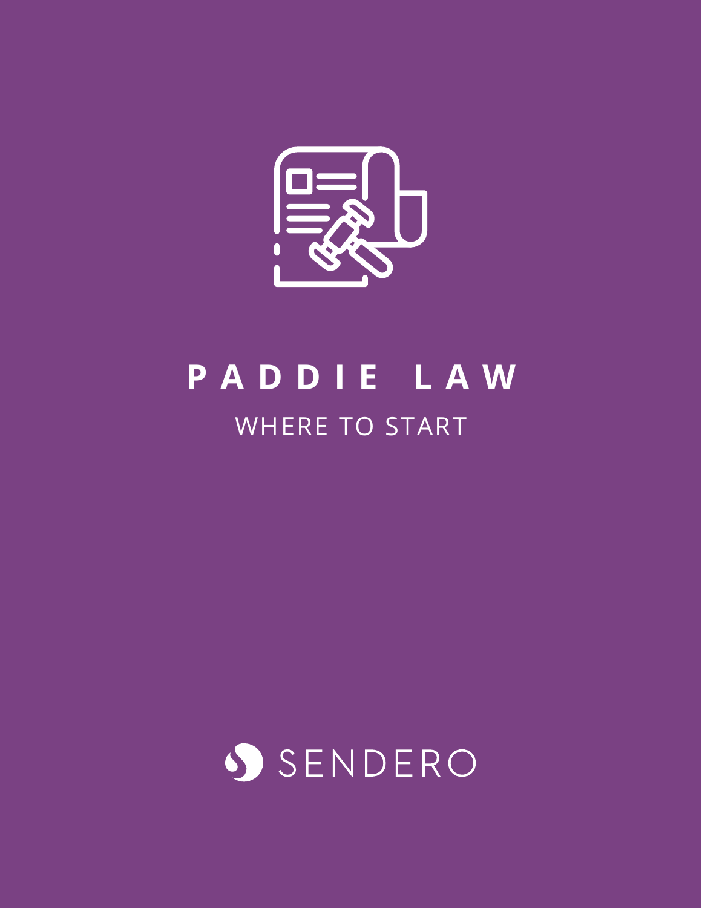# PADDIE LAW

## WHERE TO START

SENDERO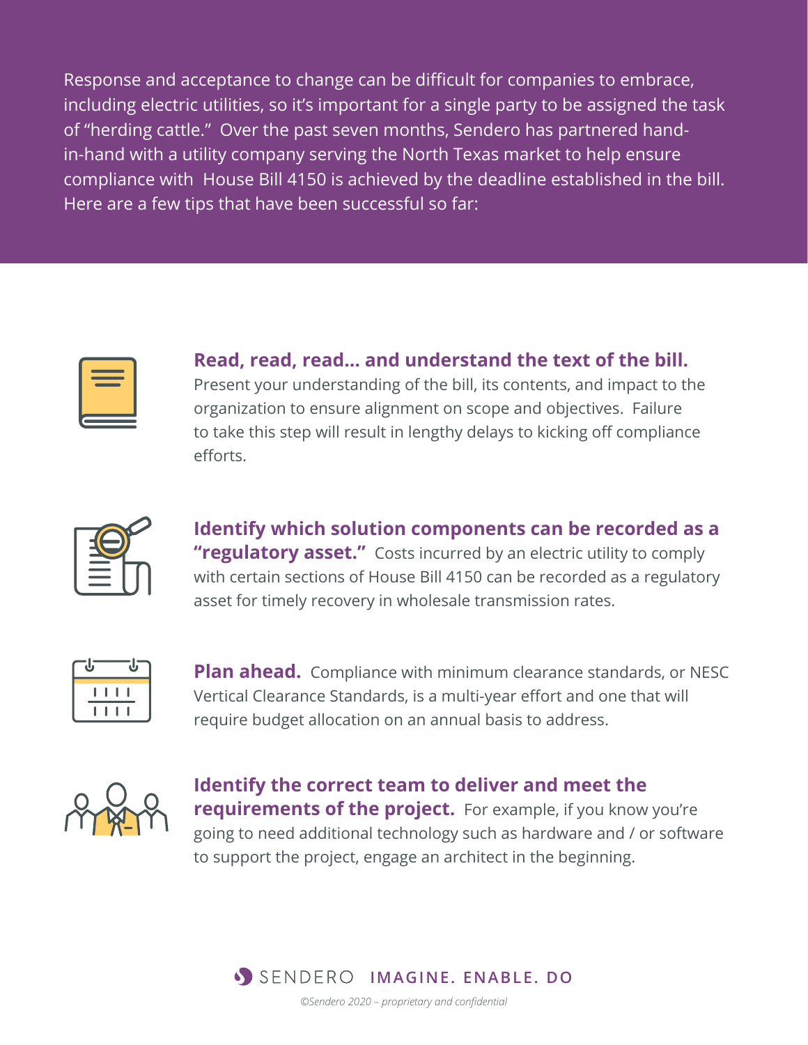Response and acceptance to change can be difficult for companies to embrace, including electric utilities, so it's important for a single party to be assigned the task of "herding cattle." Over the past seven months, Sendero has partnered hand-in-hand with a utility company serving the North Texas market to help ensure compliance with House Bill 4150 is achieved by the deadline established in the bill. Here are a few tips that have been successful so far:

**Read, read, read... and understand the text of the bill.** Present your understanding of the bill, its contents, and impact to the organization to ensure alignment on scope and objectives. Failure to take this step will result in lengthy delays to kicking off compliance efforts.

**Identify which solution components can be recorded as a "regulatory asset."** Costs incurred by an electric utility to comply with certain sections of House Bill 4150 can be recorded as a regulatory asset for timely recovery in wholesale transmission rates.

**Plan ahead.** Compliance with minimum clearance standards, or NESC Vertical Clearance Standards, is a multi-year effort and one that will require budget allocation on an annual basis to address.

**Identify the correct team to deliver and meet the requirements of the project.** For example, if you know you're going to need additional technology such as hardware and / or software to support the project, engage an architect in the beginning.

SENDERO IMAGINE. ENABLE. DO

*©Sendero 2020 – proprietary and confidential*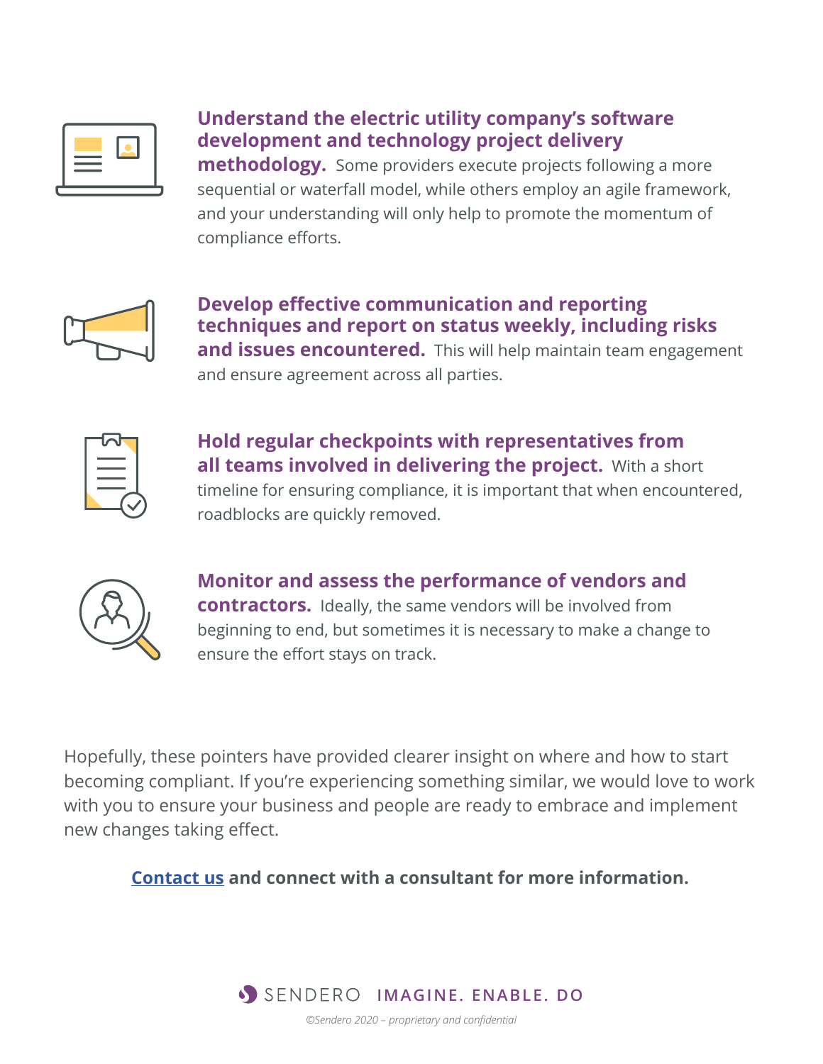**Understand the electric utility company's software development and technology project delivery methodology.** Some providers execute projects following a more sequential or waterfall model, while others employ an agile framework, and your understanding will only help to promote the momentum of compliance efforts.

**Develop effective communication and reporting techniques and report on status weekly, including risks and issues encountered.** This will help maintain team engagement and ensure agreement across all parties.

**Hold regular checkpoints with representatives from all teams involved in delivering the project.** With a short timeline for ensuring compliance, it is important that when encountered, roadblocks are quickly removed.

**Monitor and assess the performance of vendors and contractors.** Ideally, the same vendors will be involved from beginning to end, but sometimes it is necessary to make a change to ensure the effort stays on track.

Hopefully, these pointers have provided clearer insight on where and how to start becoming compliant. If you're experiencing something similar, we would love to work with you to ensure your business and people are ready to embrace and implement new changes taking effect.

**Contact us and connect with a consultant for more information.**

SENDERO IMAGINE. ENABLE. DO

*©Sendero 2020 – proprietary and confidential*